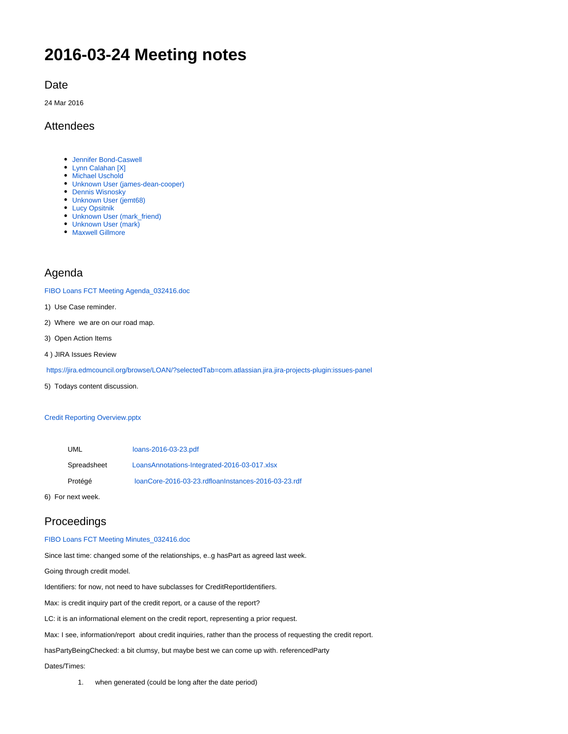# 2016-03-24 Meeting notes

## Date

24 Mar 2016

## Attendees

- Jennifer Bond-Caswell
- Lynn Calahan [X]
- Michael Uschold
- Unknown User (james-dean-cooper)
- Dennis Wisnosky
- Unknown User (jemt68)
- Lucy Opsitnik
- Unknown User (mark_friend)
- Unknown User (mark)
- Maxwell Gillmore

## Agenda

FIBO Loans FCT Meeting Agenda_032416.doc

1) Use Case reminder.

2) Where we are on our road map.

3) Open Action Items

4 ) JIRA Issues Review

https://jira.edmcouncil.org/browse/LOAN/?selectedTab=com.atlassian.jira.jira-projects-plugin:issues-panel

5) Todays content discussion.

Credit Reporting Overview.pptx

| | |
|---|---|
| UML | loans-2016-03-23.pdf |
| Spreadsheet | LoansAnnotations-Integrated-2016-03-017.xlsx |
| Protégé | loanCore-2016-03-23.rdfloanInstances-2016-03-23.rdf |

6) For next week.

## Proceedings

FIBO Loans FCT Meeting Minutes_032416.doc

Since last time: changed some of the relationships, e..g hasPart as agreed last week.

Going through credit model.

Identifiers: for now, not need to have subclasses for CreditReportIdentifiers.

Max: is credit inquiry part of the credit report, or a cause of the report?

LC: it is an informational element on the credit report, representing a prior request.

Max: I see, information/report about credit inquiries, rather than the process of requesting the credit report.

hasPartyBeingChecked: a bit clumsy, but maybe best we can come up with. referencedParty

Dates/Times:

1. when generated (could be long after the date period)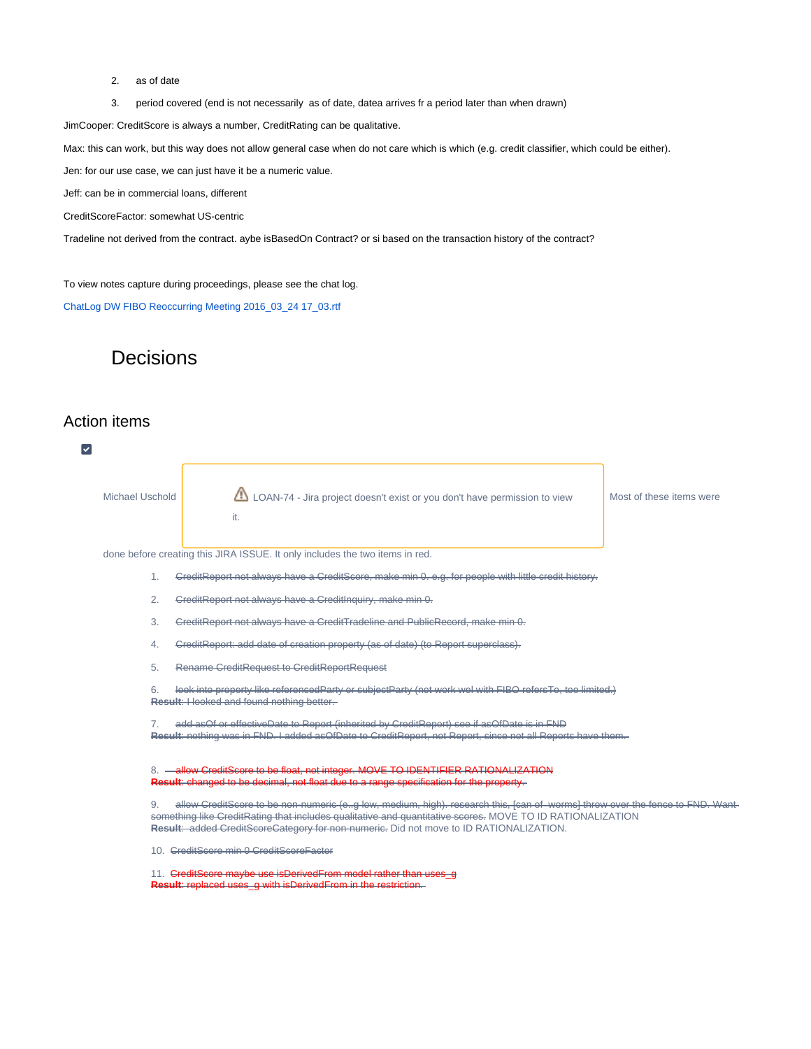2. as of date
3. period covered (end is not necessarily  as of date, datea arrives fr a period later than when drawn)

JimCooper: CreditScore is always a number, CreditRating can be qualitative.

Max: this can work, but this way does not allow general case when do not care which is which (e.g. credit classifier, which could be either).

Jen: for our use case, we can just have it be a numeric value.

Jeff: can be in commercial loans, different

CreditScoreFactor: somewhat US-centric

Tradeline not derived from the contract. aybe isBasedOn Contract? or si based on the transaction history of the contract?

To view notes capture during proceedings, please see the chat log.

ChatLog DW FIBO Reoccurring Meeting 2016_03_24 17_03.rtf

## Decisions

## Action items

- [x] Michael Uschold  LOAN-74 - Jira project doesn't exist or you don't have permission to view it.  Most of these items were done before creating this JIRA ISSUE. It only includes the two items in red.

1. ~~CreditReport not always have a CreditScore, make min 0. e.g. for people with little credit history.~~
2. ~~CreditReport not always have a CreditInquiry, make min 0.~~
3. ~~CreditReport not always have a CreditTradeline and PublicRecord, make min 0.~~
4. ~~CreditReport: add date of creation property (as of date) (to Report superclass).~~
5. ~~Rename CreditRequest to CreditReportRequest~~
6. ~~look into property like referencedParty or subjectParty (not work wel with FIBO refersTo, too limited.)~~
   ~~**Result**: I looked and found nothing better.~~
7. ~~add asOf or effectiveDate to Report (inherited by CreditReport) see if asOfDate is in FND~~
   ~~**Result**: nothing was in FND. I added asOfDate to CreditReport, not Report, since not all Reports have them.~~
8. ~~allow CreditScore to be float, not integer. MOVE TO IDENTIFIER RATIONALIZATION~~
   ~~**Result**: changed to be decimal, not float due to a range specification for the property.~~
9. ~~allow CreditScore to be non-numeric (e.g low, medium, high). research this, [can of  worms] throw over the fence to FND. Want something like CreditRating that includes qualitative and quantitative scores.~~ MOVE TO ID RATIONALIZATION
   **Result**: ~~added CreditScoreCategory for non-numeric.~~ Did not move to ID RATIONALIZATION.
10. ~~CreditScore min 0 CreditScoreFactor~~
11. ~~CreditScore maybe use isDerivedFrom model rather than uses_g~~
    ~~**Result**: replaced uses_g with isDerivedFrom in the restriction.~~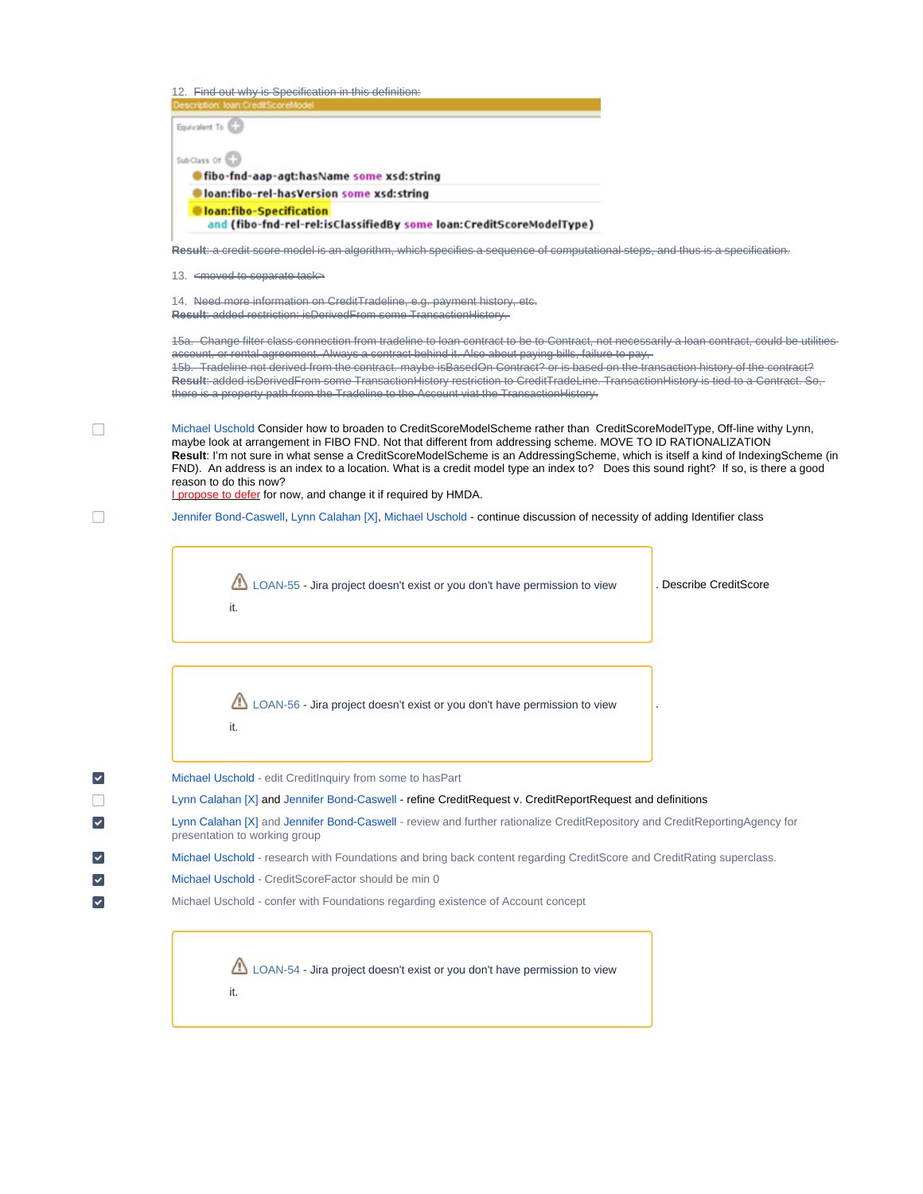12. ~~Find out why is Specification in this definition:~~

Description: loan:CreditScoreModel

Equivalent To

SubClass Of
- fibo-fnd-aap-agt:hasName some xsd:string
- loan:fibo-rel-hasVersion some xsd:string
- loan:fibo-Specification and (fibo-fnd-rel-rel:isClassifiedBy some loan:CreditScoreModelType)

~~**Result**: a credit score model is an algorithm, which specifies a sequence of computational steps, and thus is a specification.~~

13. ~~<moved to separate task>~~

14. ~~Need more information on CreditTradeline, e.g. payment history, etc.~~
~~**Result**: added restriction: isDerivedFrom some TransactionHistory.~~

~~15a. Change filter class connection from tradeline to loan contract to be to Contract, not necessarily a loan contract, could be utilities account, or rental agreement. Always a contract behind it. Also about paying bills, failure to pay.~~
~~15b. Tradeline not derived from the contract. maybe isBasedOn Contract? or is based on the transaction history of the contract?~~
~~**Result**: added isDerivedFrom some TransactionHistory restriction to CreditTradeLine. TransactionHistory is tied to a Contract. So, there is a property path from the Tradeline to the Account viat the TransactionHistory.~~

- [ ] Michael Uschold Consider how to broaden to CreditScoreModelScheme rather than CreditScoreModelType, Off-line withy Lynn, maybe look at arrangement in FIBO FND. Not that different from addressing scheme. MOVE TO ID RATIONALIZATION
**Result**: I'm not sure in what sense a CreditScoreModelScheme is an AddressingScheme, which is itself a kind of IndexingScheme (in FND). An address is an index to a location. What is a credit model type an index to? Does this sound right? If so, is there a good reason to do this now?
I propose to defer for now, and change it if required by HMDA.
- [ ] Jennifer Bond-Caswell, Lynn Calahan [X], Michael Uschold - continue discussion of necessity of adding Identifier class

LOAN-55 - Jira project doesn't exist or you don't have permission to view it. . Describe CreditScore

LOAN-56 - Jira project doesn't exist or you don't have permission to view it. .

- [x] Michael Uschold - edit CreditInquiry from some to hasPart
- [ ] Lynn Calahan [X] and Jennifer Bond-Caswell - refine CreditRequest v. CreditReportRequest and definitions
- [x] Lynn Calahan [X] and Jennifer Bond-Caswell - review and further rationalize CreditRepository and CreditReportingAgency for presentation to working group
- [x] Michael Uschold - research with Foundations and bring back content regarding CreditScore and CreditRating superclass.
- [x] Michael Uschold - CreditScoreFactor should be min 0
- [x] Michael Uschold - confer with Foundations regarding existence of Account concept

LOAN-54 - Jira project doesn't exist or you don't have permission to view it.